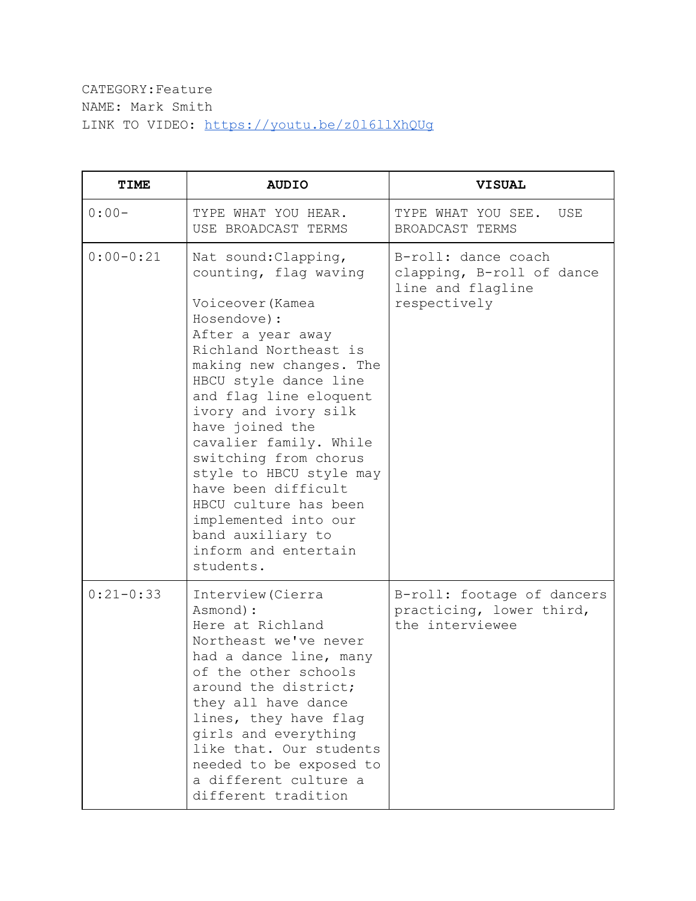CATEGORY:Feature
NAME: Mark Smith
LINK TO VIDEO: https://youtu.be/z0l6llXhQUg

| TIME | AUDIO | VISUAL |
| --- | --- | --- |
| 0:00- | TYPE WHAT YOU HEAR. USE BROADCAST TERMS | TYPE WHAT YOU SEE. USE BROADCAST TERMS |
| 0:00-0:21 | Nat sound:Clapping, counting, flag waving<br><br>Voiceover(Kamea Hosendove):<br>After a year away Richland Northeast is making new changes. The HBCU style dance line and flag line eloquent ivory and ivory silk have joined the cavalier family. While switching from chorus style to HBCU style may have been difficult HBCU culture has been implemented into our band auxiliary to inform and entertain students. | B-roll: dance coach clapping, B-roll of dance line and flagline respectively |
| 0:21-0:33 | Interview(Cierra Asmond):<br>Here at Richland Northeast we've never had a dance line, many of the other schools around the district; they all have dance lines, they have flag girls and everything like that. Our students needed to be exposed to a different culture a different tradition | B-roll: footage of dancers practicing, lower third, the interviewee |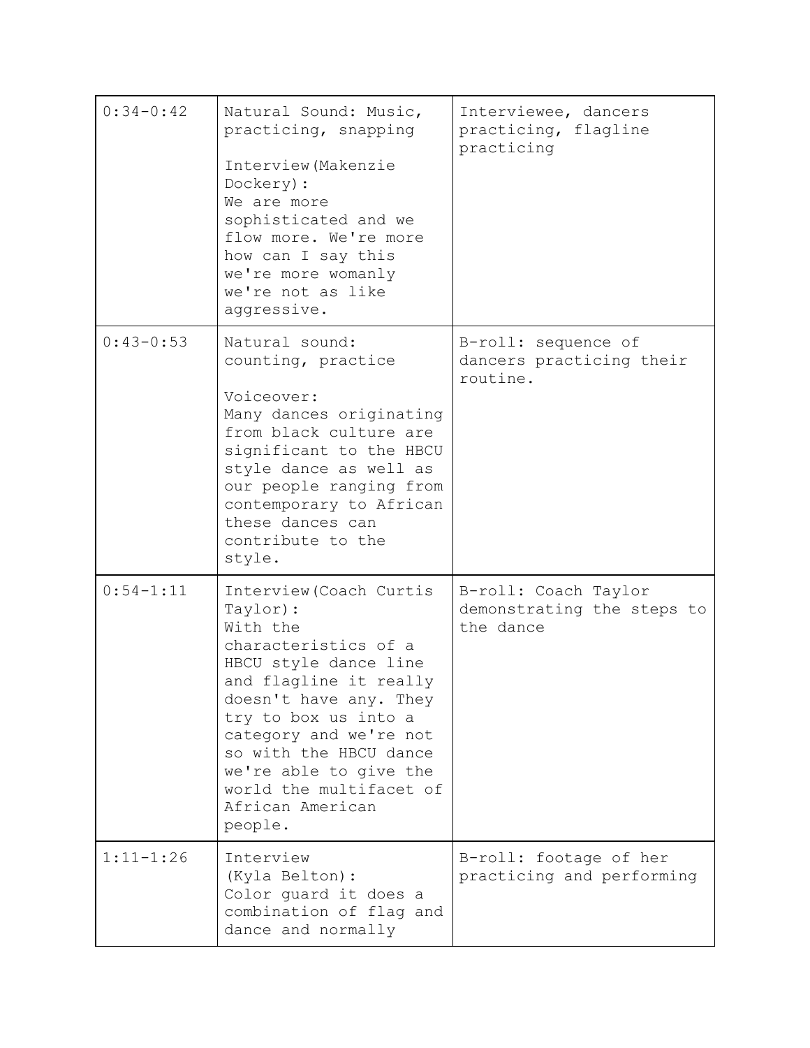| | | |
|---|---|---|
| 0:34-0:42 | Natural Sound: Music, practicing, snapping<br><br>Interview(Makenzie Dockery):<br>We are more sophisticated and we flow more. We're more how can I say this we're more womanly we're not as like aggressive. | Interviewee, dancers practicing, flagline practicing |
| 0:43-0:53 | Natural sound: counting, practice<br><br>Voiceover:<br>Many dances originating from black culture are significant to the HBCU style dance as well as our people ranging from contemporary to African these dances can contribute to the style. | B-roll: sequence of dancers practicing their routine. |
| 0:54-1:11 | Interview(Coach Curtis Taylor):<br>With the characteristics of a HBCU style dance line and flagline it really doesn't have any. They try to box us into a category and we're not so with the HBCU dance we're able to give the world the multifacet of African American people. | B-roll: Coach Taylor demonstrating the steps to the dance |
| 1:11-1:26 | Interview<br>(Kyla Belton):<br>Color guard it does a combination of flag and dance and normally | B-roll: footage of her practicing and performing |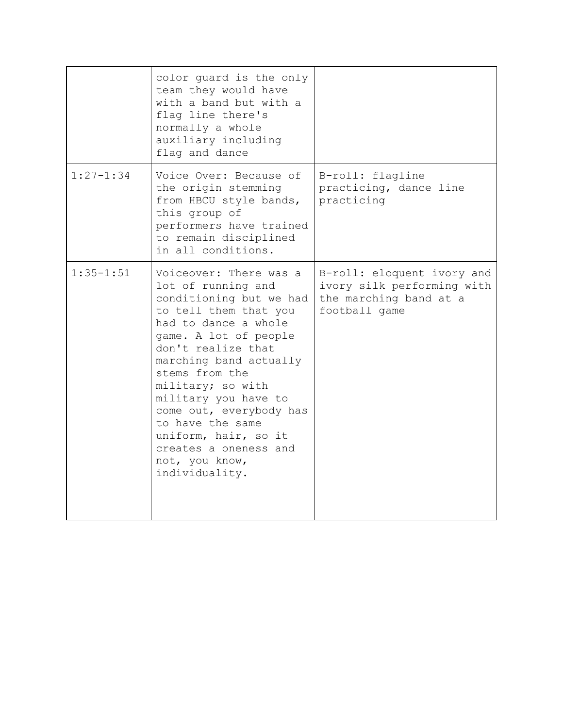| | | |
|---|---|---|
| | color guard is the only team they would have with a band but with a flag line there's normally a whole auxiliary including flag and dance | |
| 1:27-1:34 | Voice Over: Because of the origin stemming from HBCU style bands, this group of performers have trained to remain disciplined in all conditions. | B-roll: flagline practicing, dance line practicing |
| 1:35-1:51 | Voiceover: There was a lot of running and conditioning but we had to tell them that you had to dance a whole game. A lot of people don't realize that marching band actually stems from the military; so with military you have to come out, everybody has to have the same uniform, hair, so it creates a oneness and not, you know, individuality. | B-roll: eloquent ivory and ivory silk performing with the marching band at a football game |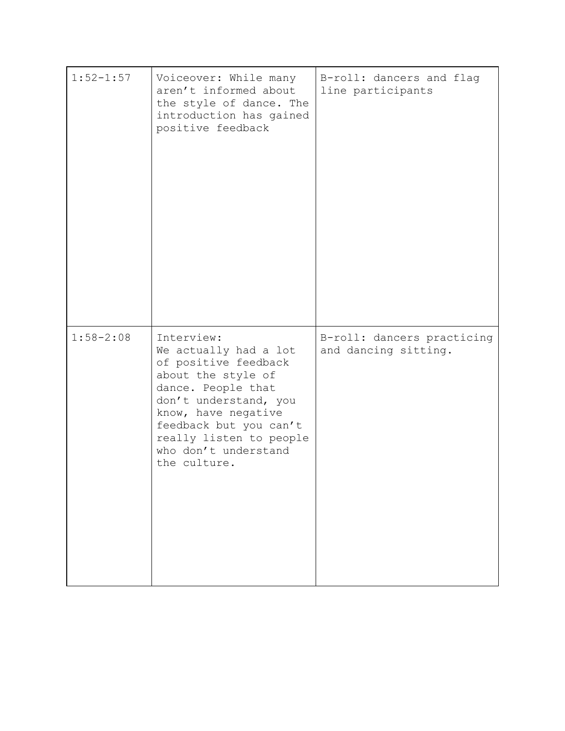| | | |
|---|---|---|
| 1:52-1:57 | Voiceover: While many aren't informed about the style of dance. The introduction has gained positive feedback | B-roll: dancers and flag line participants |
| 1:58-2:08 | Interview: We actually had a lot of positive feedback about the style of dance. People that don't understand, you know, have negative feedback but you can't really listen to people who don't understand the culture. | B-roll: dancers practicing and dancing sitting. |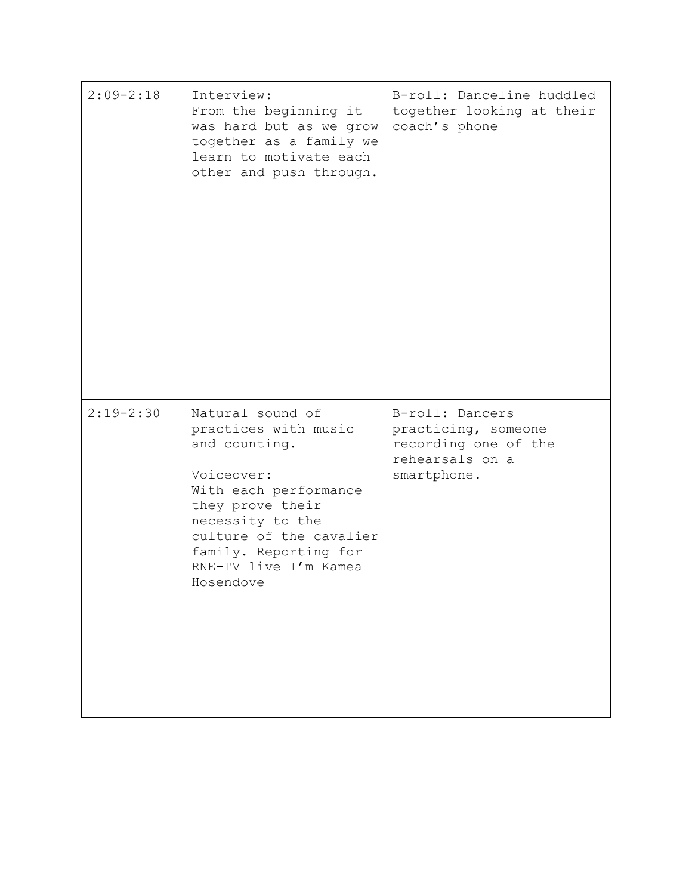| | | |
|---|---|---|
| 2:09-2:18 | Interview:<br>From the beginning it was hard but as we grow together as a family we learn to motivate each other and push through. | B-roll: Danceline huddled together looking at their coach's phone |
| 2:19-2:30 | Natural sound of practices with music and counting.<br><br>Voiceover:<br>With each performance they prove their necessity to the culture of the cavalier family. Reporting for RNE-TV live I'm Kamea Hosendove | B-roll: Dancers practicing, someone recording one of the rehearsals on a smartphone. |